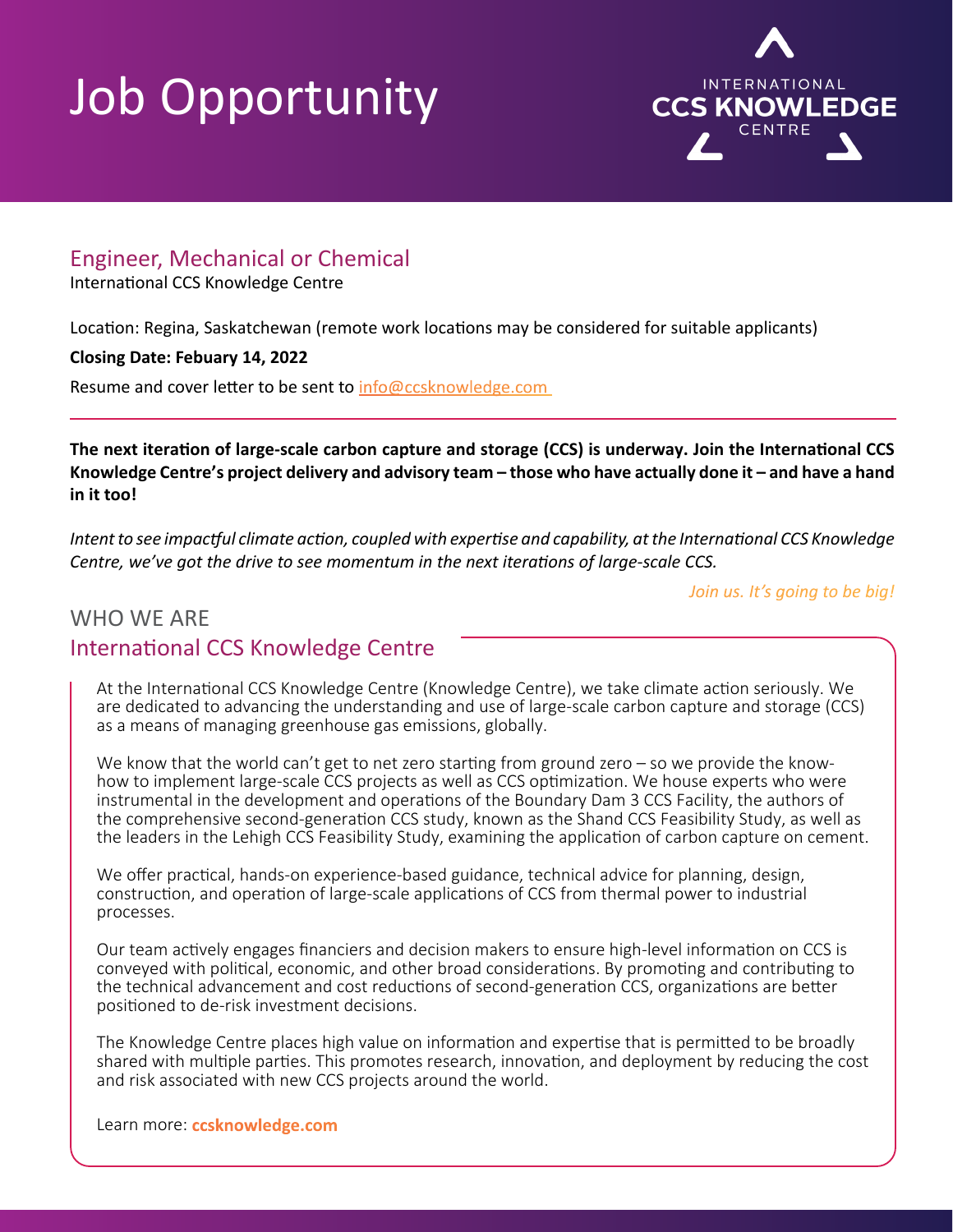# Job Opportunity

INTERNATIONAL CCS KNOWLEDGE CENTRE

## Engineer, Mechanical or Chemical

International CCS Knowledge Centre

Location: Regina, Saskatchewan (remote work locations may be considered for suitable applicants)

**Closing Date: Febuary 14, 2022**

Resume and cover letter to be sent to info@ccsknowledge.com

---

**The next iteration of large-scale carbon capture and storage (CCS) is underway. Join the International CCS Knowledge Centre's project delivery and advisory team – those who have actually done it – and have a hand in it too!**

*Intent to see impactful climate action, coupled with expertise and capability, at the International CCS Knowledge Centre, we've got the drive to see momentum in the next iterations of large-scale CCS.*

*Join us. It's going to be big!*

## WHO WE ARE

### International CCS Knowledge Centre

At the International CCS Knowledge Centre (Knowledge Centre), we take climate action seriously. We are dedicated to advancing the understanding and use of large-scale carbon capture and storage (CCS) as a means of managing greenhouse gas emissions, globally.

We know that the world can't get to net zero starting from ground zero – so we provide the know-how to implement large-scale CCS projects as well as CCS optimization. We house experts who were instrumental in the development and operations of the Boundary Dam 3 CCS Facility, the authors of the comprehensive second-generation CCS study, known as the Shand CCS Feasibility Study, as well as the leaders in the Lehigh CCS Feasibility Study, examining the application of carbon capture on cement.

We offer practical, hands-on experience-based guidance, technical advice for planning, design, construction, and operation of large-scale applications of CCS from thermal power to industrial processes.

Our team actively engages financiers and decision makers to ensure high-level information on CCS is conveyed with political, economic, and other broad considerations. By promoting and contributing to the technical advancement and cost reductions of second-generation CCS, organizations are better positioned to de-risk investment decisions.

The Knowledge Centre places high value on information and expertise that is permitted to be broadly shared with multiple parties. This promotes research, innovation, and deployment by reducing the cost and risk associated with new CCS projects around the world.

Learn more: **ccsknowledge.com**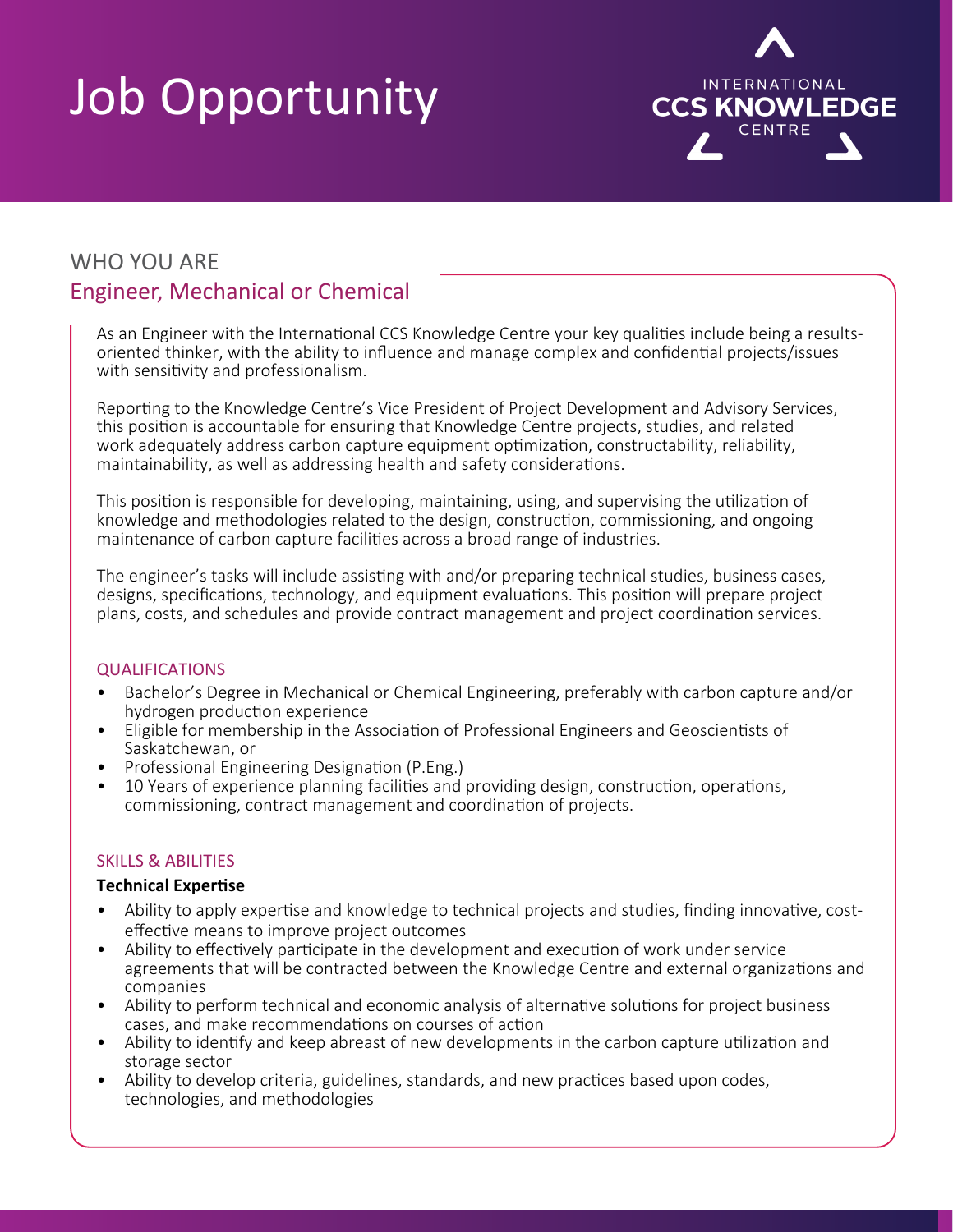# Job Opportunity

INTERNATIONAL CCS KNOWLEDGE CENTRE

## WHO YOU ARE

### Engineer, Mechanical or Chemical

As an Engineer with the International CCS Knowledge Centre your key qualities include being a results-oriented thinker, with the ability to influence and manage complex and confidential projects/issues with sensitivity and professionalism.

Reporting to the Knowledge Centre's Vice President of Project Development and Advisory Services, this position is accountable for ensuring that Knowledge Centre projects, studies, and related work adequately address carbon capture equipment optimization, constructability, reliability, maintainability, as well as addressing health and safety considerations.

This position is responsible for developing, maintaining, using, and supervising the utilization of knowledge and methodologies related to the design, construction, commissioning, and ongoing maintenance of carbon capture facilities across a broad range of industries.

The engineer's tasks will include assisting with and/or preparing technical studies, business cases, designs, specifications, technology, and equipment evaluations. This position will prepare project plans, costs, and schedules and provide contract management and project coordination services.

#### QUALIFICATIONS

- Bachelor's Degree in Mechanical or Chemical Engineering, preferably with carbon capture and/or hydrogen production experience
- Eligible for membership in the Association of Professional Engineers and Geoscientists of Saskatchewan, or
- Professional Engineering Designation (P.Eng.)
- 10 Years of experience planning facilities and providing design, construction, operations, commissioning, contract management and coordination of projects.

#### SKILLS & ABILITIES

**Technical Expertise**

- Ability to apply expertise and knowledge to technical projects and studies, finding innovative, cost-effective means to improve project outcomes
- Ability to effectively participate in the development and execution of work under service agreements that will be contracted between the Knowledge Centre and external organizations and companies
- Ability to perform technical and economic analysis of alternative solutions for project business cases, and make recommendations on courses of action
- Ability to identify and keep abreast of new developments in the carbon capture utilization and storage sector
- Ability to develop criteria, guidelines, standards, and new practices based upon codes, technologies, and methodologies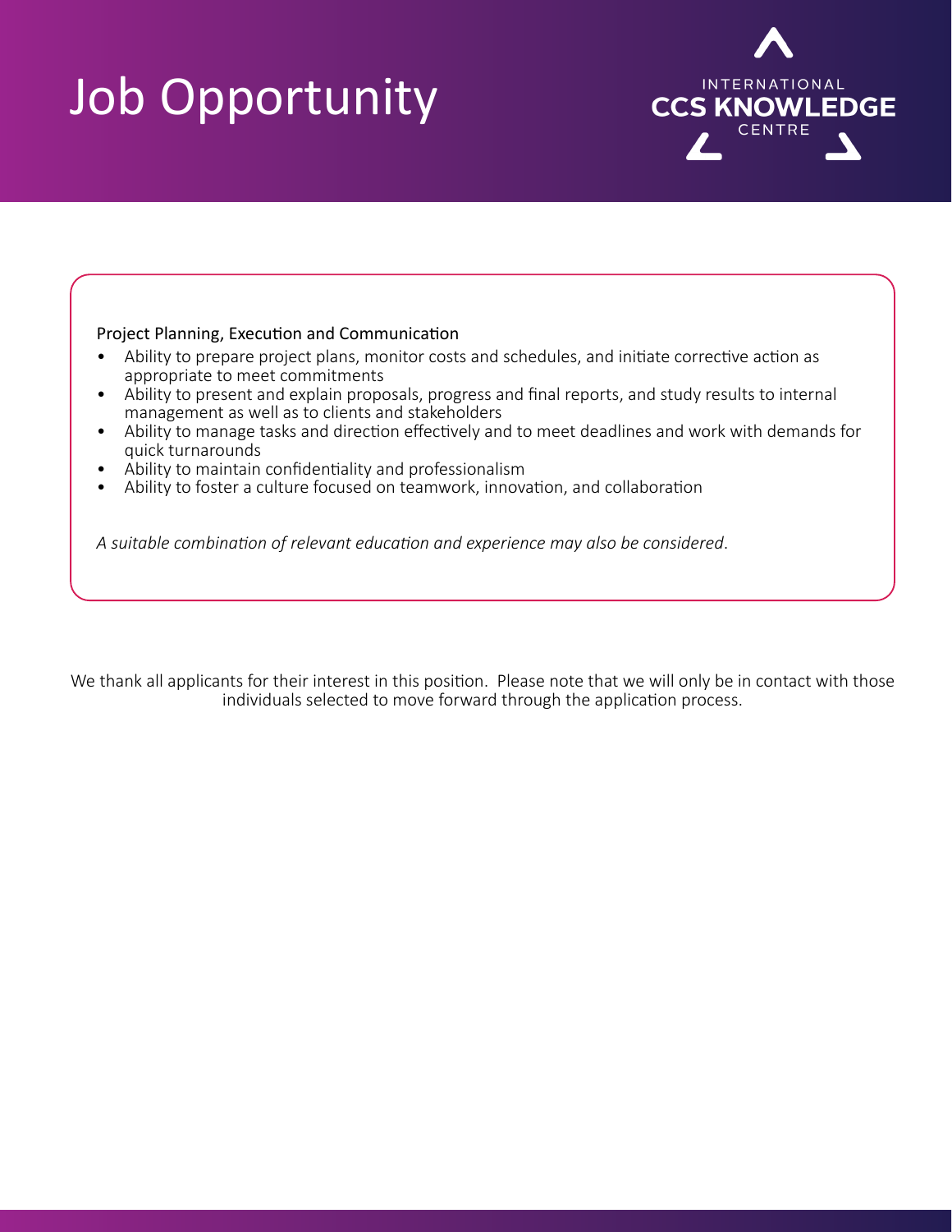# Job Opportunity

INTERNATIONAL CCS KNOWLEDGE CENTRE

Project Planning, Execution and Communication

- Ability to prepare project plans, monitor costs and schedules, and initiate corrective action as appropriate to meet commitments
- Ability to present and explain proposals, progress and final reports, and study results to internal management as well as to clients and stakeholders
- Ability to manage tasks and direction effectively and to meet deadlines and work with demands for quick turnarounds
- Ability to maintain confidentiality and professionalism
- Ability to foster a culture focused on teamwork, innovation, and collaboration

*A suitable combination of relevant education and experience may also be considered*.

We thank all applicants for their interest in this position. Please note that we will only be in contact with those individuals selected to move forward through the application process.